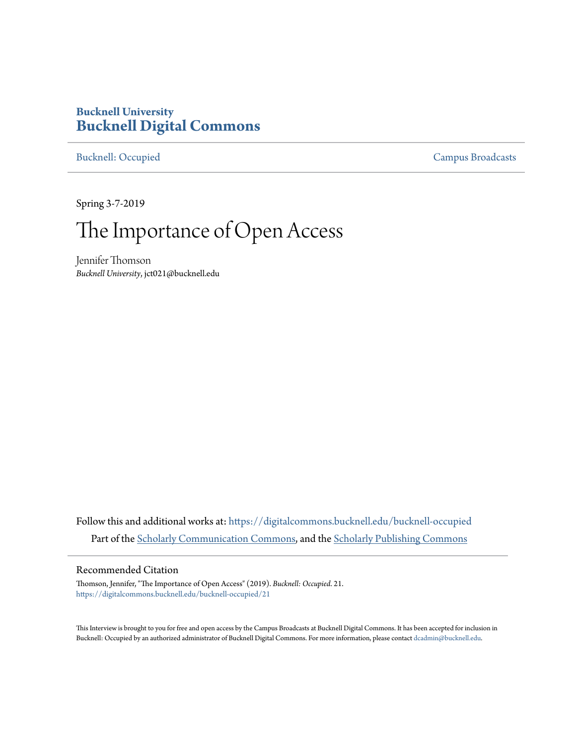**Bucknell University**
**Bucknell Digital Commons**

Bucknell: Occupied | Campus Broadcasts

Spring 3-7-2019

# The Importance of Open Access

Jennifer Thomson
*Bucknell University*, jct021@bucknell.edu

Follow this and additional works at: https://digitalcommons.bucknell.edu/bucknell-occupied

Part of the Scholarly Communication Commons, and the Scholarly Publishing Commons

## Recommended Citation

Thomson, Jennifer, "The Importance of Open Access" (2019). *Bucknell: Occupied*. 21.
https://digitalcommons.bucknell.edu/bucknell-occupied/21

This Interview is brought to you for free and open access by the Campus Broadcasts at Bucknell Digital Commons. It has been accepted for inclusion in Bucknell: Occupied by an authorized administrator of Bucknell Digital Commons. For more information, please contact dcadmin@bucknell.edu.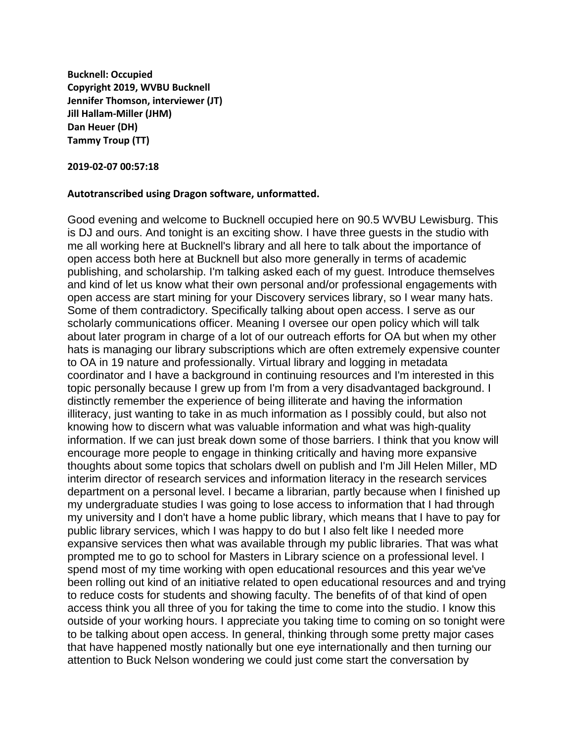**Bucknell: Occupied**
**Copyright 2019, WVBU Bucknell**
**Jennifer Thomson, interviewer (JT)**
**Jill Hallam-Miller (JHM)**
**Dan Heuer (DH)**
**Tammy Troup (TT)**

**2019-02-07 00:57:18**

**Autotranscribed using Dragon software, unformatted.**

Good evening and welcome to Bucknell occupied here on 90.5 WVBU Lewisburg. This is DJ and ours. And tonight is an exciting show. I have three guests in the studio with me all working here at Bucknell's library and all here to talk about the importance of open access both here at Bucknell but also more generally in terms of academic publishing, and scholarship. I'm talking asked each of my guest. Introduce themselves and kind of let us know what their own personal and/or professional engagements with open access are start mining for your Discovery services library, so I wear many hats. Some of them contradictory. Specifically talking about open access. I serve as our scholarly communications officer. Meaning I oversee our open policy which will talk about later program in charge of a lot of our outreach efforts for OA but when my other hats is managing our library subscriptions which are often extremely expensive counter to OA in 19 nature and professionally. Virtual library and logging in metadata coordinator and I have a background in continuing resources and I'm interested in this topic personally because I grew up from I'm from a very disadvantaged background. I distinctly remember the experience of being illiterate and having the information illiteracy, just wanting to take in as much information as I possibly could, but also not knowing how to discern what was valuable information and what was high-quality information. If we can just break down some of those barriers. I think that you know will encourage more people to engage in thinking critically and having more expansive thoughts about some topics that scholars dwell on publish and I'm Jill Helen Miller, MD interim director of research services and information literacy in the research services department on a personal level. I became a librarian, partly because when I finished up my undergraduate studies I was going to lose access to information that I had through my university and I don't have a home public library, which means that I have to pay for public library services, which I was happy to do but I also felt like I needed more expansive services then what was available through my public libraries. That was what prompted me to go to school for Masters in Library science on a professional level. I spend most of my time working with open educational resources and this year we've been rolling out kind of an initiative related to open educational resources and and trying to reduce costs for students and showing faculty. The benefits of of that kind of open access think you all three of you for taking the time to come into the studio. I know this outside of your working hours. I appreciate you taking time to coming on so tonight were to be talking about open access. In general, thinking through some pretty major cases that have happened mostly nationally but one eye internationally and then turning our attention to Buck Nelson wondering we could just come start the conversation by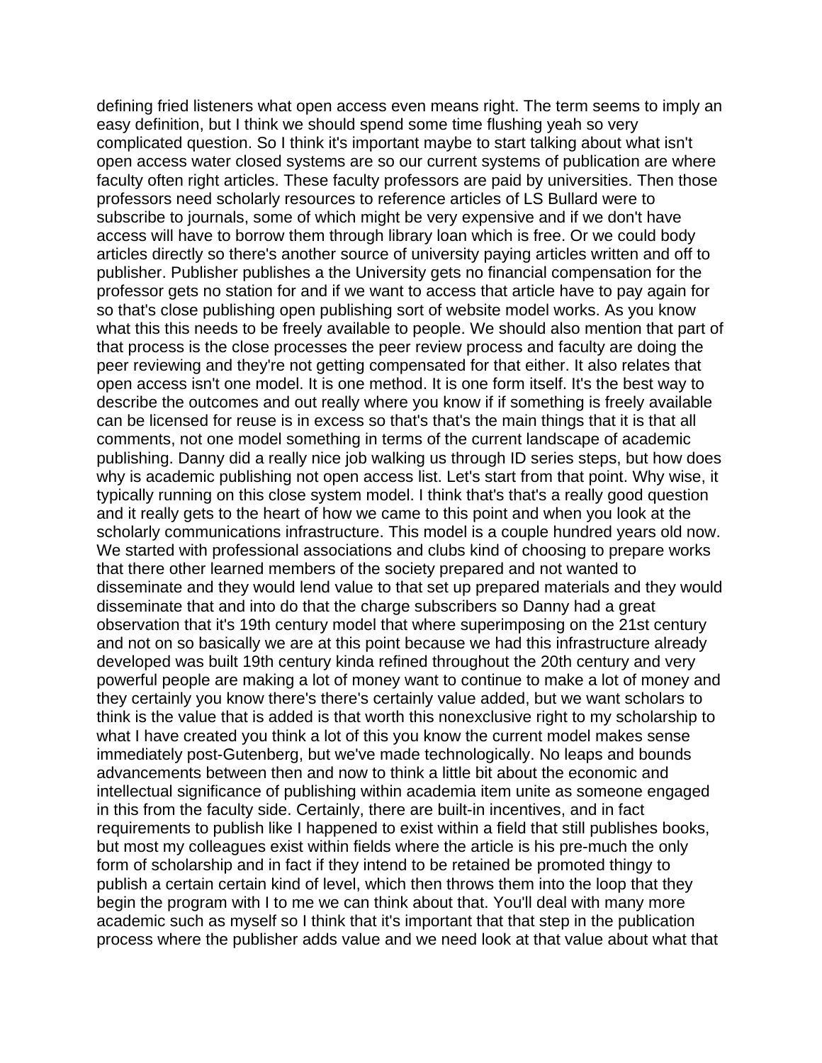defining fried listeners what open access even means right. The term seems to imply an easy definition, but I think we should spend some time flushing yeah so very complicated question. So I think it's important maybe to start talking about what isn't open access water closed systems are so our current systems of publication are where faculty often right articles. These faculty professors are paid by universities. Then those professors need scholarly resources to reference articles of LS Bullard were to subscribe to journals, some of which might be very expensive and if we don't have access will have to borrow them through library loan which is free. Or we could body articles directly so there's another source of university paying articles written and off to publisher. Publisher publishes a the University gets no financial compensation for the professor gets no station for and if we want to access that article have to pay again for so that's close publishing open publishing sort of website model works. As you know what this this needs to be freely available to people. We should also mention that part of that process is the close processes the peer review process and faculty are doing the peer reviewing and they're not getting compensated for that either. It also relates that open access isn't one model. It is one method. It is one form itself. It's the best way to describe the outcomes and out really where you know if if something is freely available can be licensed for reuse is in excess so that's that's the main things that it is that all comments, not one model something in terms of the current landscape of academic publishing. Danny did a really nice job walking us through ID series steps, but how does why is academic publishing not open access list. Let's start from that point. Why wise, it typically running on this close system model. I think that's that's a really good question and it really gets to the heart of how we came to this point and when you look at the scholarly communications infrastructure. This model is a couple hundred years old now. We started with professional associations and clubs kind of choosing to prepare works that there other learned members of the society prepared and not wanted to disseminate and they would lend value to that set up prepared materials and they would disseminate that and into do that the charge subscribers so Danny had a great observation that it's 19th century model that where superimposing on the 21st century and not on so basically we are at this point because we had this infrastructure already developed was built 19th century kinda refined throughout the 20th century and very powerful people are making a lot of money want to continue to make a lot of money and they certainly you know there's there's certainly value added, but we want scholars to think is the value that is added is that worth this nonexclusive right to my scholarship to what I have created you think a lot of this you know the current model makes sense immediately post-Gutenberg, but we've made technologically. No leaps and bounds advancements between then and now to think a little bit about the economic and intellectual significance of publishing within academia item unite as someone engaged in this from the faculty side. Certainly, there are built-in incentives, and in fact requirements to publish like I happened to exist within a field that still publishes books, but most my colleagues exist within fields where the article is his pre-much the only form of scholarship and in fact if they intend to be retained be promoted thingy to publish a certain certain kind of level, which then throws them into the loop that they begin the program with I to me we can think about that. You'll deal with many more academic such as myself so I think that it's important that that step in the publication process where the publisher adds value and we need look at that value about what that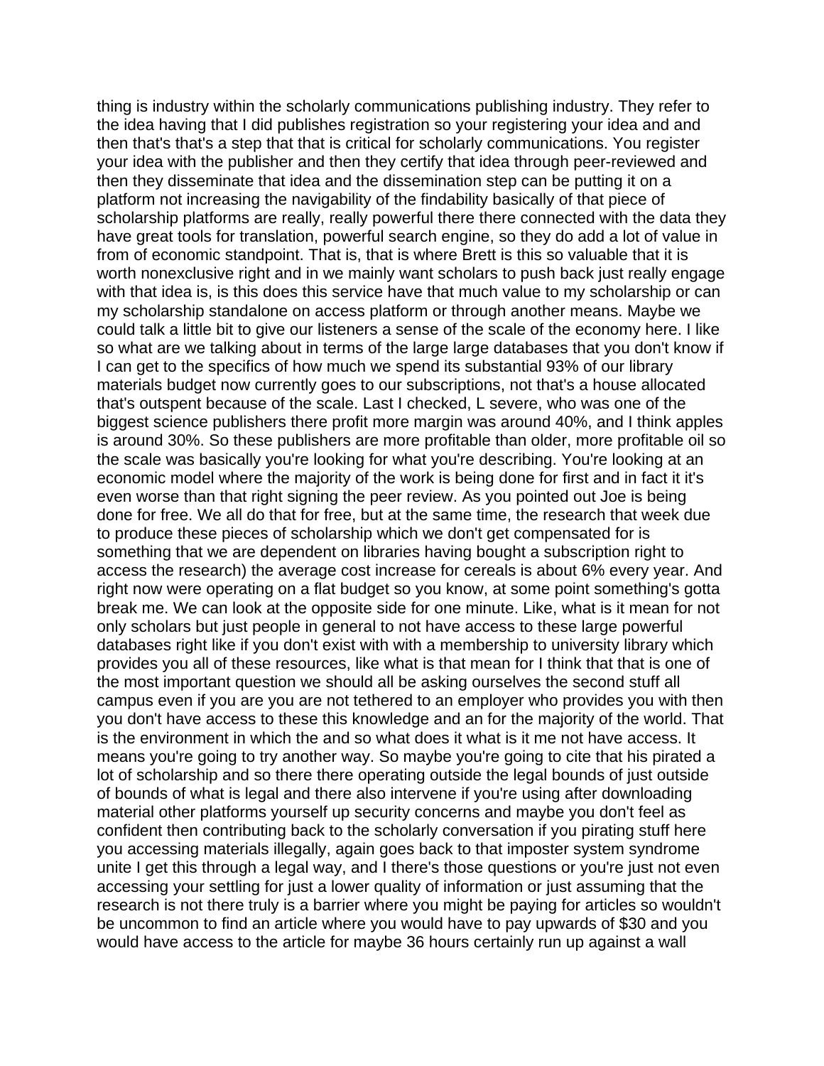thing is industry within the scholarly communications publishing industry. They refer to the idea having that I did publishes registration so your registering your idea and and then that's that's a step that that is critical for scholarly communications. You register your idea with the publisher and then they certify that idea through peer-reviewed and then they disseminate that idea and the dissemination step can be putting it on a platform not increasing the navigability of the findability basically of that piece of scholarship platforms are really, really powerful there there connected with the data they have great tools for translation, powerful search engine, so they do add a lot of value in from of economic standpoint. That is, that is where Brett is this so valuable that it is worth nonexclusive right and in we mainly want scholars to push back just really engage with that idea is, is this does this service have that much value to my scholarship or can my scholarship standalone on access platform or through another means. Maybe we could talk a little bit to give our listeners a sense of the scale of the economy here. I like so what are we talking about in terms of the large large databases that you don't know if I can get to the specifics of how much we spend its substantial 93% of our library materials budget now currently goes to our subscriptions, not that's a house allocated that's outspent because of the scale. Last I checked, L severe, who was one of the biggest science publishers there profit more margin was around 40%, and I think apples is around 30%. So these publishers are more profitable than older, more profitable oil so the scale was basically you're looking for what you're describing. You're looking at an economic model where the majority of the work is being done for first and in fact it it's even worse than that right signing the peer review. As you pointed out Joe is being done for free. We all do that for free, but at the same time, the research that week due to produce these pieces of scholarship which we don't get compensated for is something that we are dependent on libraries having bought a subscription right to access the research) the average cost increase for cereals is about 6% every year. And right now were operating on a flat budget so you know, at some point something's gotta break me. We can look at the opposite side for one minute. Like, what is it mean for not only scholars but just people in general to not have access to these large powerful databases right like if you don't exist with with a membership to university library which provides you all of these resources, like what is that mean for I think that that is one of the most important question we should all be asking ourselves the second stuff all campus even if you are you are not tethered to an employer who provides you with then you don't have access to these this knowledge and an for the majority of the world. That is the environment in which the and so what does it what is it me not have access. It means you're going to try another way. So maybe you're going to cite that his pirated a lot of scholarship and so there there operating outside the legal bounds of just outside of bounds of what is legal and there also intervene if you're using after downloading material other platforms yourself up security concerns and maybe you don't feel as confident then contributing back to the scholarly conversation if you pirating stuff here you accessing materials illegally, again goes back to that imposter system syndrome unite I get this through a legal way, and I there's those questions or you're just not even accessing your settling for just a lower quality of information or just assuming that the research is not there truly is a barrier where you might be paying for articles so wouldn't be uncommon to find an article where you would have to pay upwards of $30 and you would have access to the article for maybe 36 hours certainly run up against a wall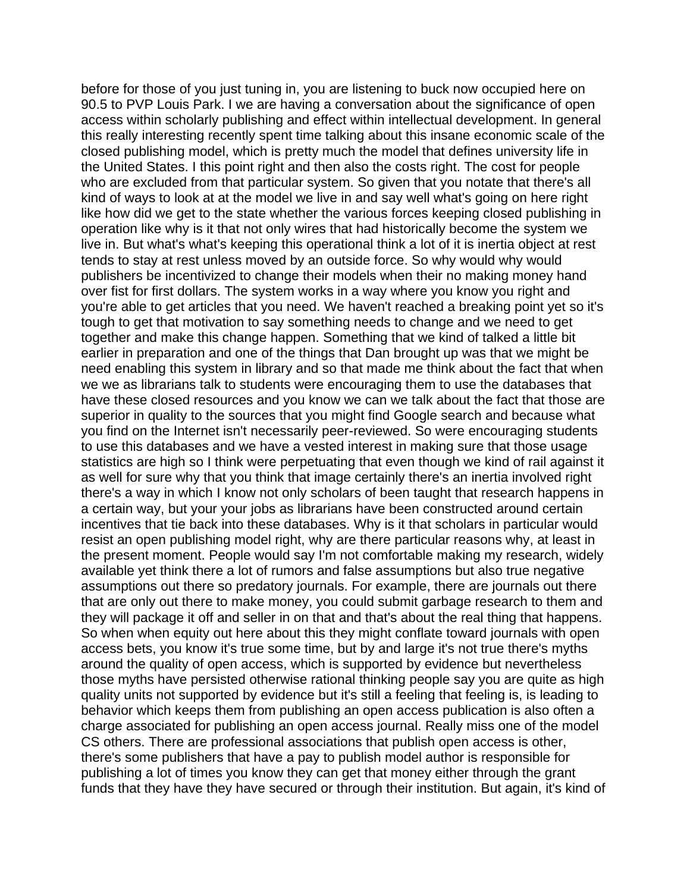before for those of you just tuning in, you are listening to buck now occupied here on 90.5 to PVP Louis Park. I we are having a conversation about the significance of open access within scholarly publishing and effect within intellectual development. In general this really interesting recently spent time talking about this insane economic scale of the closed publishing model, which is pretty much the model that defines university life in the United States. I this point right and then also the costs right. The cost for people who are excluded from that particular system. So given that you notate that there's all kind of ways to look at at the model we live in and say well what's going on here right like how did we get to the state whether the various forces keeping closed publishing in operation like why is it that not only wires that had historically become the system we live in. But what's what's keeping this operational think a lot of it is inertia object at rest tends to stay at rest unless moved by an outside force. So why would why would publishers be incentivized to change their models when their no making money hand over fist for first dollars. The system works in a way where you know you right and you're able to get articles that you need. We haven't reached a breaking point yet so it's tough to get that motivation to say something needs to change and we need to get together and make this change happen. Something that we kind of talked a little bit earlier in preparation and one of the things that Dan brought up was that we might be need enabling this system in library and so that made me think about the fact that when we we as librarians talk to students were encouraging them to use the databases that have these closed resources and you know we can we talk about the fact that those are superior in quality to the sources that you might find Google search and because what you find on the Internet isn't necessarily peer-reviewed. So were encouraging students to use this databases and we have a vested interest in making sure that those usage statistics are high so I think were perpetuating that even though we kind of rail against it as well for sure why that you think that image certainly there's an inertia involved right there's a way in which I know not only scholars of been taught that research happens in a certain way, but your your jobs as librarians have been constructed around certain incentives that tie back into these databases. Why is it that scholars in particular would resist an open publishing model right, why are there particular reasons why, at least in the present moment. People would say I'm not comfortable making my research, widely available yet think there a lot of rumors and false assumptions but also true negative assumptions out there so predatory journals. For example, there are journals out there that are only out there to make money, you could submit garbage research to them and they will package it off and seller in on that and that's about the real thing that happens. So when when equity out here about this they might conflate toward journals with open access bets, you know it's true some time, but by and large it's not true there's myths around the quality of open access, which is supported by evidence but nevertheless those myths have persisted otherwise rational thinking people say you are quite as high quality units not supported by evidence but it's still a feeling that feeling is, is leading to behavior which keeps them from publishing an open access publication is also often a charge associated for publishing an open access journal. Really miss one of the model CS others. There are professional associations that publish open access is other, there's some publishers that have a pay to publish model author is responsible for publishing a lot of times you know they can get that money either through the grant funds that they have they have secured or through their institution. But again, it's kind of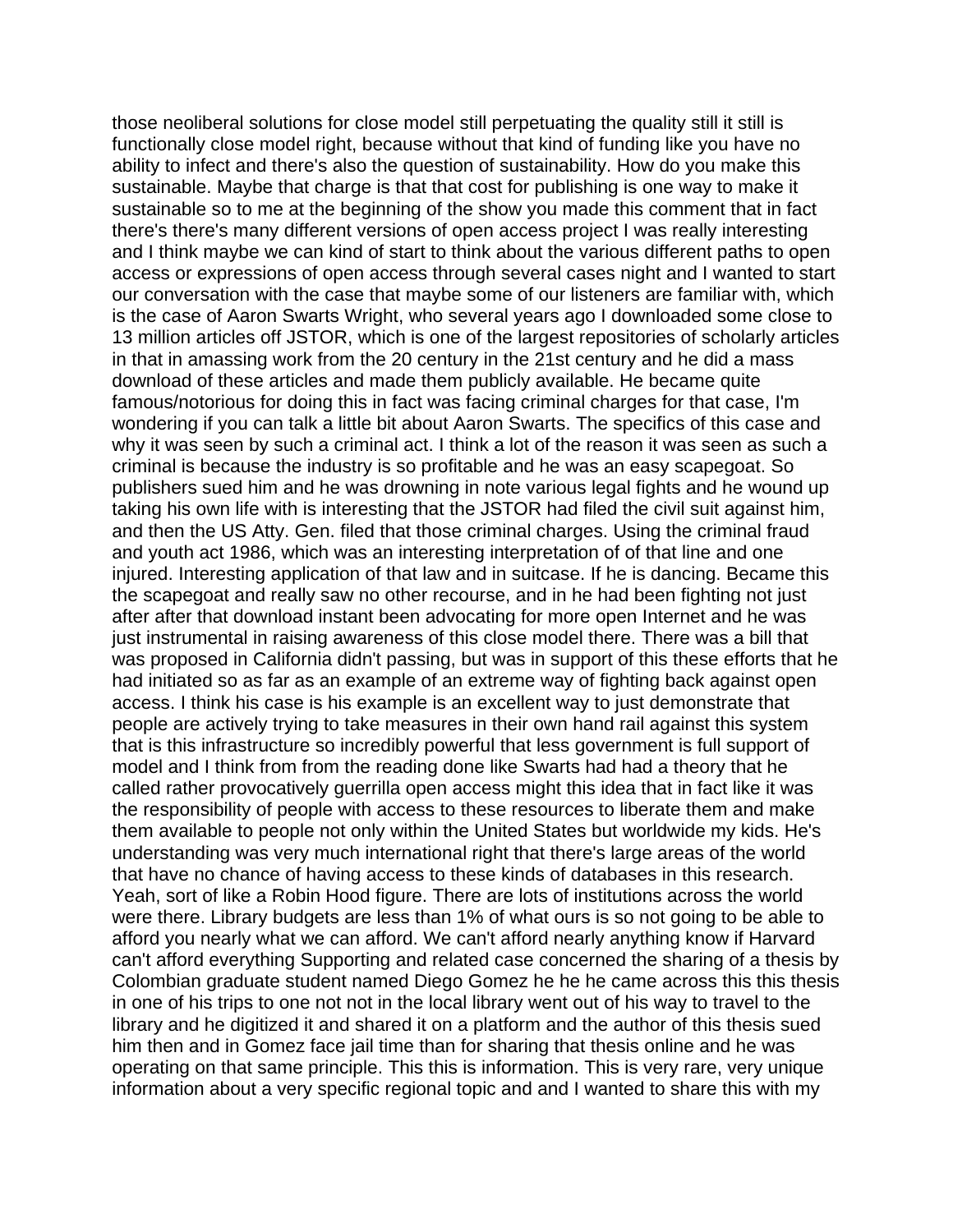those neoliberal solutions for close model still perpetuating the quality still it still is functionally close model right, because without that kind of funding like you have no ability to infect and there's also the question of sustainability. How do you make this sustainable. Maybe that charge is that that cost for publishing is one way to make it sustainable so to me at the beginning of the show you made this comment that in fact there's there's many different versions of open access project I was really interesting and I think maybe we can kind of start to think about the various different paths to open access or expressions of open access through several cases night and I wanted to start our conversation with the case that maybe some of our listeners are familiar with, which is the case of Aaron Swarts Wright, who several years ago I downloaded some close to 13 million articles off JSTOR, which is one of the largest repositories of scholarly articles in that in amassing work from the 20 century in the 21st century and he did a mass download of these articles and made them publicly available. He became quite famous/notorious for doing this in fact was facing criminal charges for that case, I'm wondering if you can talk a little bit about Aaron Swarts. The specifics of this case and why it was seen by such a criminal act. I think a lot of the reason it was seen as such a criminal is because the industry is so profitable and he was an easy scapegoat. So publishers sued him and he was drowning in note various legal fights and he wound up taking his own life with is interesting that the JSTOR had filed the civil suit against him, and then the US Atty. Gen. filed that those criminal charges. Using the criminal fraud and youth act 1986, which was an interesting interpretation of of that line and one injured. Interesting application of that law and in suitcase. If he is dancing. Became this the scapegoat and really saw no other recourse, and in he had been fighting not just after after that download instant been advocating for more open Internet and he was just instrumental in raising awareness of this close model there. There was a bill that was proposed in California didn't passing, but was in support of this these efforts that he had initiated so as far as an example of an extreme way of fighting back against open access. I think his case is his example is an excellent way to just demonstrate that people are actively trying to take measures in their own hand rail against this system that is this infrastructure so incredibly powerful that less government is full support of model and I think from from the reading done like Swarts had had a theory that he called rather provocatively guerrilla open access might this idea that in fact like it was the responsibility of people with access to these resources to liberate them and make them available to people not only within the United States but worldwide my kids. He's understanding was very much international right that there's large areas of the world that have no chance of having access to these kinds of databases in this research. Yeah, sort of like a Robin Hood figure. There are lots of institutions across the world were there. Library budgets are less than 1% of what ours is so not going to be able to afford you nearly what we can afford. We can't afford nearly anything know if Harvard can't afford everything Supporting and related case concerned the sharing of a thesis by Colombian graduate student named Diego Gomez he he he came across this this thesis in one of his trips to one not not in the local library went out of his way to travel to the library and he digitized it and shared it on a platform and the author of this thesis sued him then and in Gomez face jail time than for sharing that thesis online and he was operating on that same principle. This this is information. This is very rare, very unique information about a very specific regional topic and and I wanted to share this with my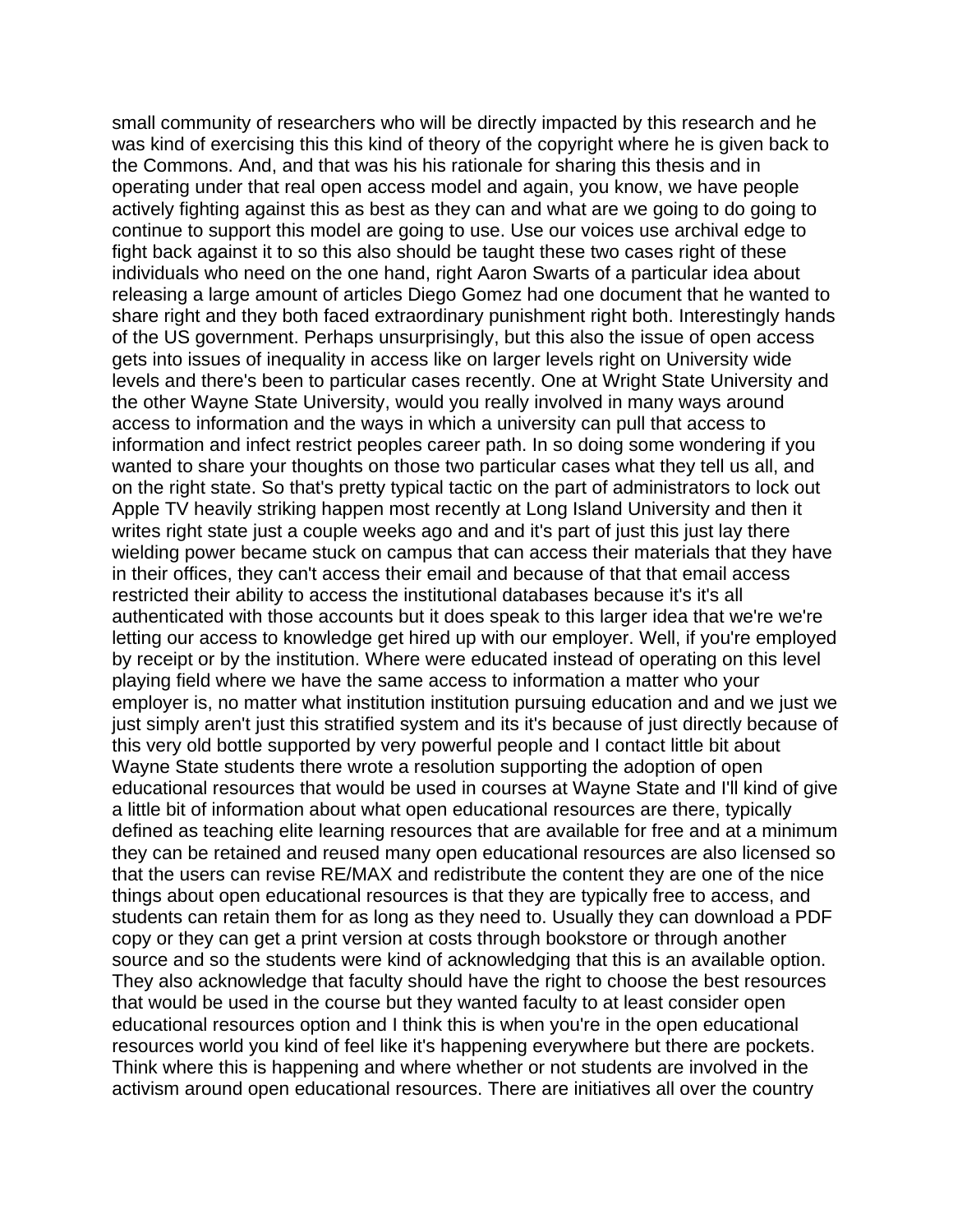small community of researchers who will be directly impacted by this research and he was kind of exercising this kind of theory of the copyright where he is given back to the Commons. And, and that was his his rationale for sharing this thesis and in operating under that real open access model and again, you know, we have people actively fighting against this as best as they can and what are we going to do going to continue to support this model are going to use. Use our voices use archival edge to fight back against it to so this also should be taught these two cases right of these individuals who need on the one hand, right Aaron Swarts of a particular idea about releasing a large amount of articles Diego Gomez had one document that he wanted to share right and they both faced extraordinary punishment right both. Interestingly hands of the US government. Perhaps unsurprisingly, but this also the issue of open access gets into issues of inequality in access like on larger levels right on University wide levels and there's been to particular cases recently. One at Wright State University and the other Wayne State University, would you really involved in many ways around access to information and the ways in which a university can pull that access to information and infect restrict peoples career path. In so doing some wondering if you wanted to share your thoughts on those two particular cases what they tell us all, and on the right state. So that's pretty typical tactic on the part of administrators to lock out Apple TV heavily striking happen most recently at Long Island University and then it writes right state just a couple weeks ago and and it's part of just this just lay there wielding power became stuck on campus that can access their materials that they have in their offices, they can't access their email and because of that that email access restricted their ability to access the institutional databases because it's it's all authenticated with those accounts but it does speak to this larger idea that we're we're letting our access to knowledge get hired up with our employer. Well, if you're employed by receipt or by the institution. Where were educated instead of operating on this level playing field where we have the same access to information a matter who your employer is, no matter what institution institution pursuing education and and we just we just simply aren't just this stratified system and its it's because of just directly because of this very old bottle supported by very powerful people and I contact little bit about Wayne State students there wrote a resolution supporting the adoption of open educational resources that would be used in courses at Wayne State and I'll kind of give a little bit of information about what open educational resources are there, typically defined as teaching elite learning resources that are available for free and at a minimum they can be retained and reused many open educational resources are also licensed so that the users can revise RE/MAX and redistribute the content they are one of the nice things about open educational resources is that they are typically free to access, and students can retain them for as long as they need to. Usually they can download a PDF copy or they can get a print version at costs through bookstore or through another source and so the students were kind of acknowledging that this is an available option. They also acknowledge that faculty should have the right to choose the best resources that would be used in the course but they wanted faculty to at least consider open educational resources option and I think this is when you're in the open educational resources world you kind of feel like it's happening everywhere but there are pockets. Think where this is happening and where whether or not students are involved in the activism around open educational resources. There are initiatives all over the country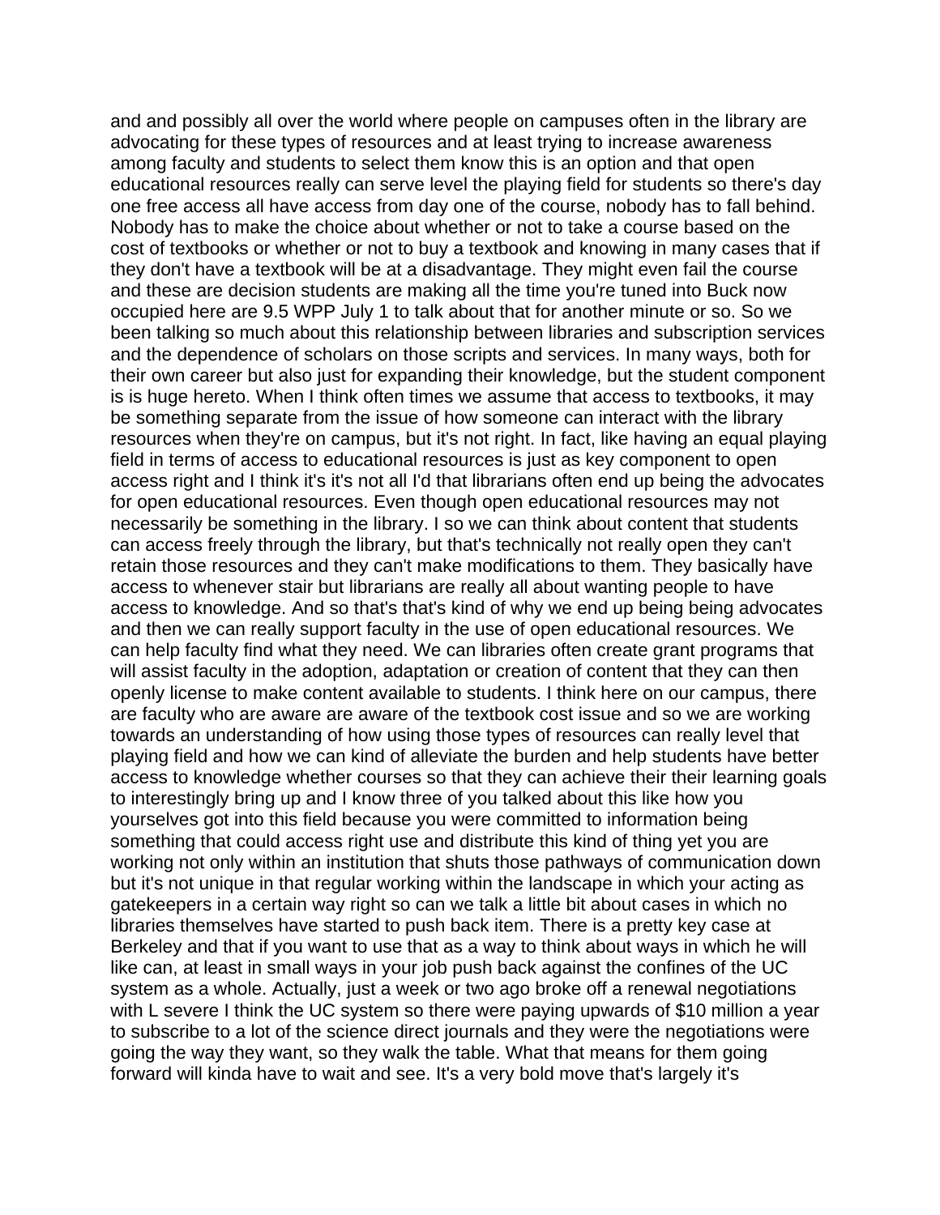and and possibly all over the world where people on campuses often in the library are advocating for these types of resources and at least trying to increase awareness among faculty and students to select them know this is an option and that open educational resources really can serve level the playing field for students so there's day one free access all have access from day one of the course, nobody has to fall behind. Nobody has to make the choice about whether or not to take a course based on the cost of textbooks or whether or not to buy a textbook and knowing in many cases that if they don't have a textbook will be at a disadvantage. They might even fail the course and these are decision students are making all the time you're tuned into Buck now occupied here are 9.5 WPP July 1 to talk about that for another minute or so. So we been talking so much about this relationship between libraries and subscription services and the dependence of scholars on those scripts and services. In many ways, both for their own career but also just for expanding their knowledge, but the student component is is huge hereto. When I think often times we assume that access to textbooks, it may be something separate from the issue of how someone can interact with the library resources when they're on campus, but it's not right. In fact, like having an equal playing field in terms of access to educational resources is just as key component to open access right and I think it's it's not all I'd that librarians often end up being the advocates for open educational resources. Even though open educational resources may not necessarily be something in the library. I so we can think about content that students can access freely through the library, but that's technically not really open they can't retain those resources and they can't make modifications to them. They basically have access to whenever stair but librarians are really all about wanting people to have access to knowledge. And so that's that's kind of why we end up being being advocates and then we can really support faculty in the use of open educational resources. We can help faculty find what they need. We can libraries often create grant programs that will assist faculty in the adoption, adaptation or creation of content that they can then openly license to make content available to students. I think here on our campus, there are faculty who are aware are aware of the textbook cost issue and so we are working towards an understanding of how using those types of resources can really level that playing field and how we can kind of alleviate the burden and help students have better access to knowledge whether courses so that they can achieve their their learning goals to interestingly bring up and I know three of you talked about this like how you yourselves got into this field because you were committed to information being something that could access right use and distribute this kind of thing yet you are working not only within an institution that shuts those pathways of communication down but it's not unique in that regular working within the landscape in which your acting as gatekeepers in a certain way right so can we talk a little bit about cases in which no libraries themselves have started to push back item. There is a pretty key case at Berkeley and that if you want to use that as a way to think about ways in which he will like can, at least in small ways in your job push back against the confines of the UC system as a whole. Actually, just a week or two ago broke off a renewal negotiations with L severe I think the UC system so there were paying upwards of $10 million a year to subscribe to a lot of the science direct journals and they were the negotiations were going the way they want, so they walk the table. What that means for them going forward will kinda have to wait and see. It's a very bold move that's largely it's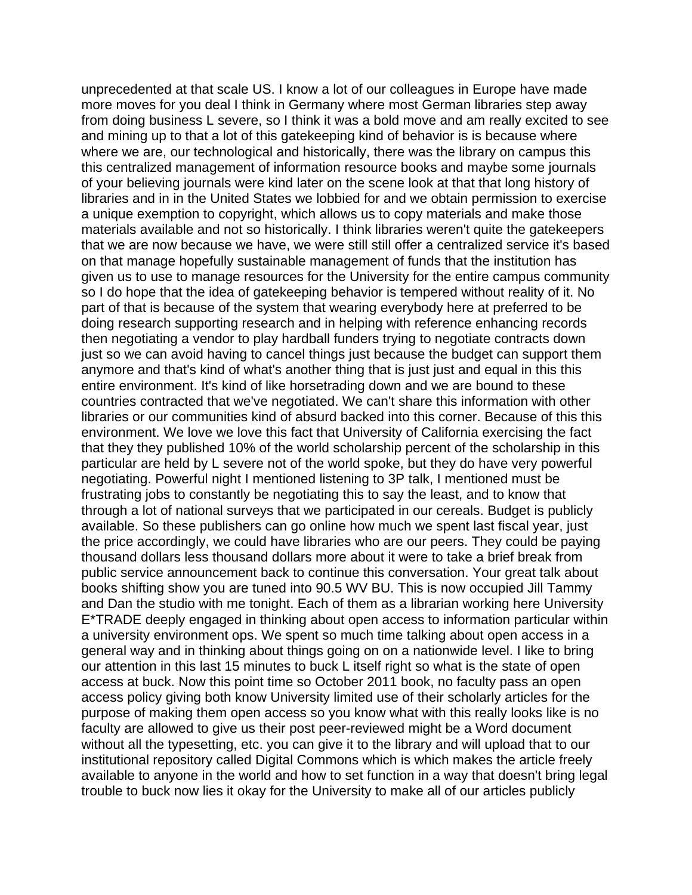unprecedented at that scale US. I know a lot of our colleagues in Europe have made more moves for you deal I think in Germany where most German libraries step away from doing business L severe, so I think it was a bold move and am really excited to see and mining up to that a lot of this gatekeeping kind of behavior is is because where where we are, our technological and historically, there was the library on campus this this centralized management of information resource books and maybe some journals of your believing journals were kind later on the scene look at that that long history of libraries and in in the United States we lobbied for and we obtain permission to exercise a unique exemption to copyright, which allows us to copy materials and make those materials available and not so historically. I think libraries weren't quite the gatekeepers that we are now because we have, we were still still offer a centralized service it's based on that manage hopefully sustainable management of funds that the institution has given us to use to manage resources for the University for the entire campus community so I do hope that the idea of gatekeeping behavior is tempered without reality of it. No part of that is because of the system that wearing everybody here at preferred to be doing research supporting research and in helping with reference enhancing records then negotiating a vendor to play hardball funders trying to negotiate contracts down just so we can avoid having to cancel things just because the budget can support them anymore and that's kind of what's another thing that is just just and equal in this this entire environment. It's kind of like horsetrading down and we are bound to these countries contracted that we've negotiated. We can't share this information with other libraries or our communities kind of absurd backed into this corner. Because of this this environment. We love we love this fact that University of California exercising the fact that they they published 10% of the world scholarship percent of the scholarship in this particular are held by L severe not of the world spoke, but they do have very powerful negotiating. Powerful night I mentioned listening to 3P talk, I mentioned must be frustrating jobs to constantly be negotiating this to say the least, and to know that through a lot of national surveys that we participated in our cereals. Budget is publicly available. So these publishers can go online how much we spent last fiscal year, just the price accordingly, we could have libraries who are our peers. They could be paying thousand dollars less thousand dollars more about it were to take a brief break from public service announcement back to continue this conversation. Your great talk about books shifting show you are tuned into 90.5 WV BU. This is now occupied Jill Tammy and Dan the studio with me tonight. Each of them as a librarian working here University E*TRADE deeply engaged in thinking about open access to information particular within a university environment ops. We spent so much time talking about open access in a general way and in thinking about things going on on a nationwide level. I like to bring our attention in this last 15 minutes to buck L itself right so what is the state of open access at buck. Now this point time so October 2011 book, no faculty pass an open access policy giving both know University limited use of their scholarly articles for the purpose of making them open access so you know what with this really looks like is no faculty are allowed to give us their post peer-reviewed might be a Word document without all the typesetting, etc. you can give it to the library and will upload that to our institutional repository called Digital Commons which is which makes the article freely available to anyone in the world and how to set function in a way that doesn't bring legal trouble to buck now lies it okay for the University to make all of our articles publicly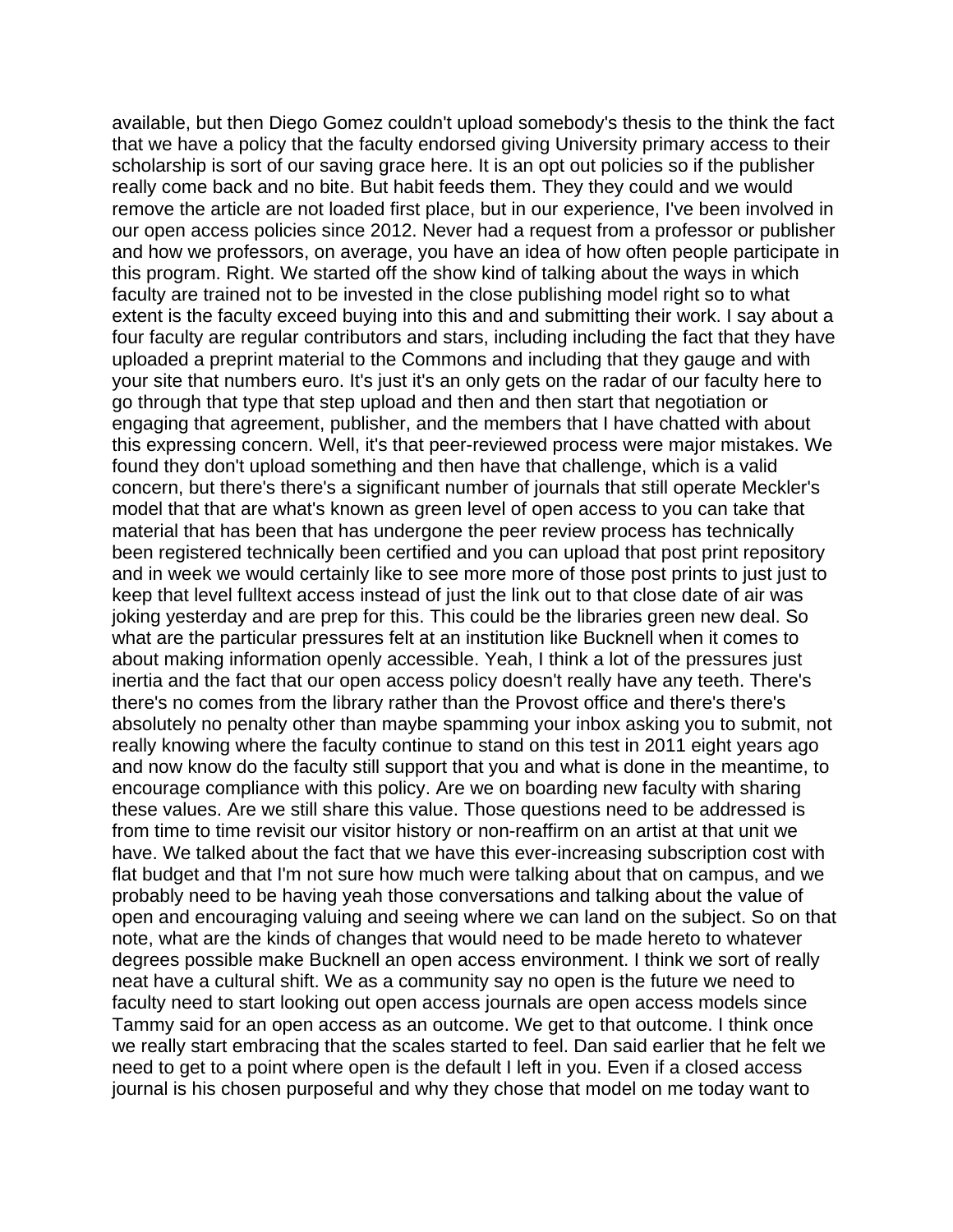available, but then Diego Gomez couldn't upload somebody's thesis to the think the fact that we have a policy that the faculty endorsed giving University primary access to their scholarship is sort of our saving grace here. It is an opt out policies so if the publisher really come back and no bite. But habit feeds them. They they could and we would remove the article are not loaded first place, but in our experience, I've been involved in our open access policies since 2012. Never had a request from a professor or publisher and how we professors, on average, you have an idea of how often people participate in this program. Right. We started off the show kind of talking about the ways in which faculty are trained not to be invested in the close publishing model right so to what extent is the faculty exceed buying into this and and submitting their work. I say about a four faculty are regular contributors and stars, including including the fact that they have uploaded a preprint material to the Commons and including that they gauge and with your site that numbers euro. It's just it's an only gets on the radar of our faculty here to go through that type that step upload and then and then start that negotiation or engaging that agreement, publisher, and the members that I have chatted with about this expressing concern. Well, it's that peer-reviewed process were major mistakes. We found they don't upload something and then have that challenge, which is a valid concern, but there's there's a significant number of journals that still operate Meckler's model that that are what's known as green level of open access to you can take that material that has been that has undergone the peer review process has technically been registered technically been certified and you can upload that post print repository and in week we would certainly like to see more more of those post prints to just just to keep that level fulltext access instead of just the link out to that close date of air was joking yesterday and are prep for this. This could be the libraries green new deal. So what are the particular pressures felt at an institution like Bucknell when it comes to about making information openly accessible. Yeah, I think a lot of the pressures just inertia and the fact that our open access policy doesn't really have any teeth. There's there's no comes from the library rather than the Provost office and there's there's absolutely no penalty other than maybe spamming your inbox asking you to submit, not really knowing where the faculty continue to stand on this test in 2011 eight years ago and now know do the faculty still support that you and what is done in the meantime, to encourage compliance with this policy. Are we on boarding new faculty with sharing these values. Are we still share this value. Those questions need to be addressed is from time to time revisit our visitor history or non-reaffirm on an artist at that unit we have. We talked about the fact that we have this ever-increasing subscription cost with flat budget and that I'm not sure how much were talking about that on campus, and we probably need to be having yeah those conversations and talking about the value of open and encouraging valuing and seeing where we can land on the subject. So on that note, what are the kinds of changes that would need to be made hereto to whatever degrees possible make Bucknell an open access environment. I think we sort of really neat have a cultural shift. We as a community say no open is the future we need to faculty need to start looking out open access journals are open access models since Tammy said for an open access as an outcome. We get to that outcome. I think once we really start embracing that the scales started to feel. Dan said earlier that he felt we need to get to a point where open is the default I left in you. Even if a closed access journal is his chosen purposeful and why they chose that model on me today want to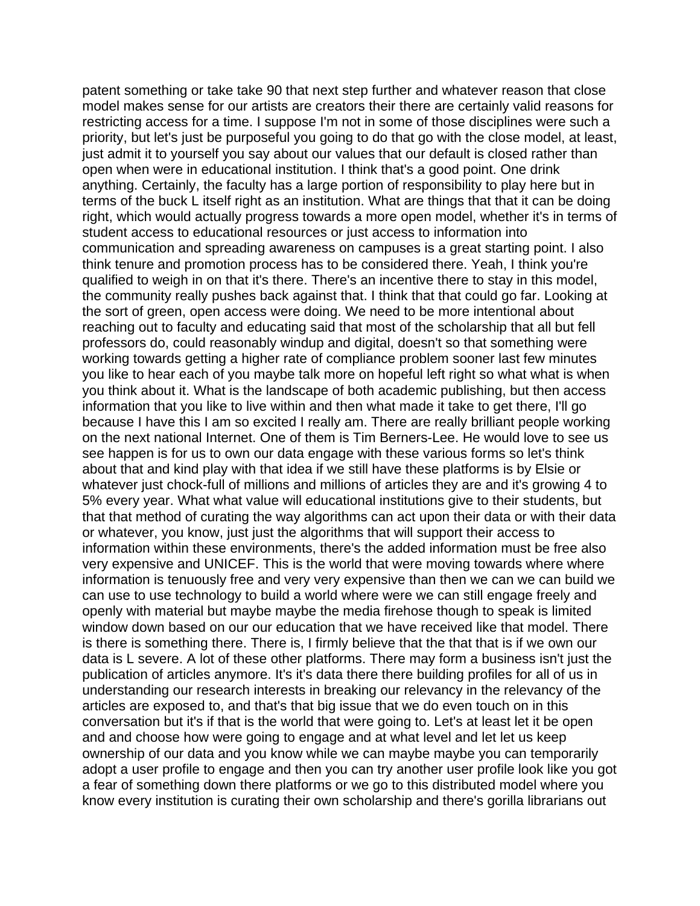patent something or take take 90 that next step further and whatever reason that close model makes sense for our artists are creators their there are certainly valid reasons for restricting access for a time. I suppose I'm not in some of those disciplines were such a priority, but let's just be purposeful you going to do that go with the close model, at least, just admit it to yourself you say about our values that our default is closed rather than open when were in educational institution. I think that's a good point. One drink anything. Certainly, the faculty has a large portion of responsibility to play here but in terms of the buck L itself right as an institution. What are things that that it can be doing right, which would actually progress towards a more open model, whether it's in terms of student access to educational resources or just access to information into communication and spreading awareness on campuses is a great starting point. I also think tenure and promotion process has to be considered there. Yeah, I think you're qualified to weigh in on that it's there. There's an incentive there to stay in this model, the community really pushes back against that. I think that that could go far. Looking at the sort of green, open access were doing. We need to be more intentional about reaching out to faculty and educating said that most of the scholarship that all but fell professors do, could reasonably windup and digital, doesn't so that something were working towards getting a higher rate of compliance problem sooner last few minutes you like to hear each of you maybe talk more on hopeful left right so what what is when you think about it. What is the landscape of both academic publishing, but then access information that you like to live within and then what made it take to get there, I'll go because I have this I am so excited I really am. There are really brilliant people working on the next national Internet. One of them is Tim Berners-Lee. He would love to see us see happen is for us to own our data engage with these various forms so let's think about that and kind play with that idea if we still have these platforms is by Elsie or whatever just chock-full of millions and millions of articles they are and it's growing 4 to 5% every year. What what value will educational institutions give to their students, but that that method of curating the way algorithms can act upon their data or with their data or whatever, you know, just just the algorithms that will support their access to information within these environments, there's the added information must be free also very expensive and UNICEF. This is the world that were moving towards where where information is tenuously free and very very expensive than then we can we can build we can use to use technology to build a world where were we can still engage freely and openly with material but maybe maybe the media firehose though to speak is limited window down based on our our education that we have received like that model. There is there is something there. There is, I firmly believe that the that that is if we own our data is L severe. A lot of these other platforms. There may form a business isn't just the publication of articles anymore. It's it's data there there building profiles for all of us in understanding our research interests in breaking our relevancy in the relevancy of the articles are exposed to, and that's that big issue that we do even touch on in this conversation but it's if that is the world that were going to. Let's at least let it be open and and choose how were going to engage and at what level and let let us keep ownership of our data and you know while we can maybe maybe you can temporarily adopt a user profile to engage and then you can try another user profile look like you got a fear of something down there platforms or we go to this distributed model where you know every institution is curating their own scholarship and there's gorilla librarians out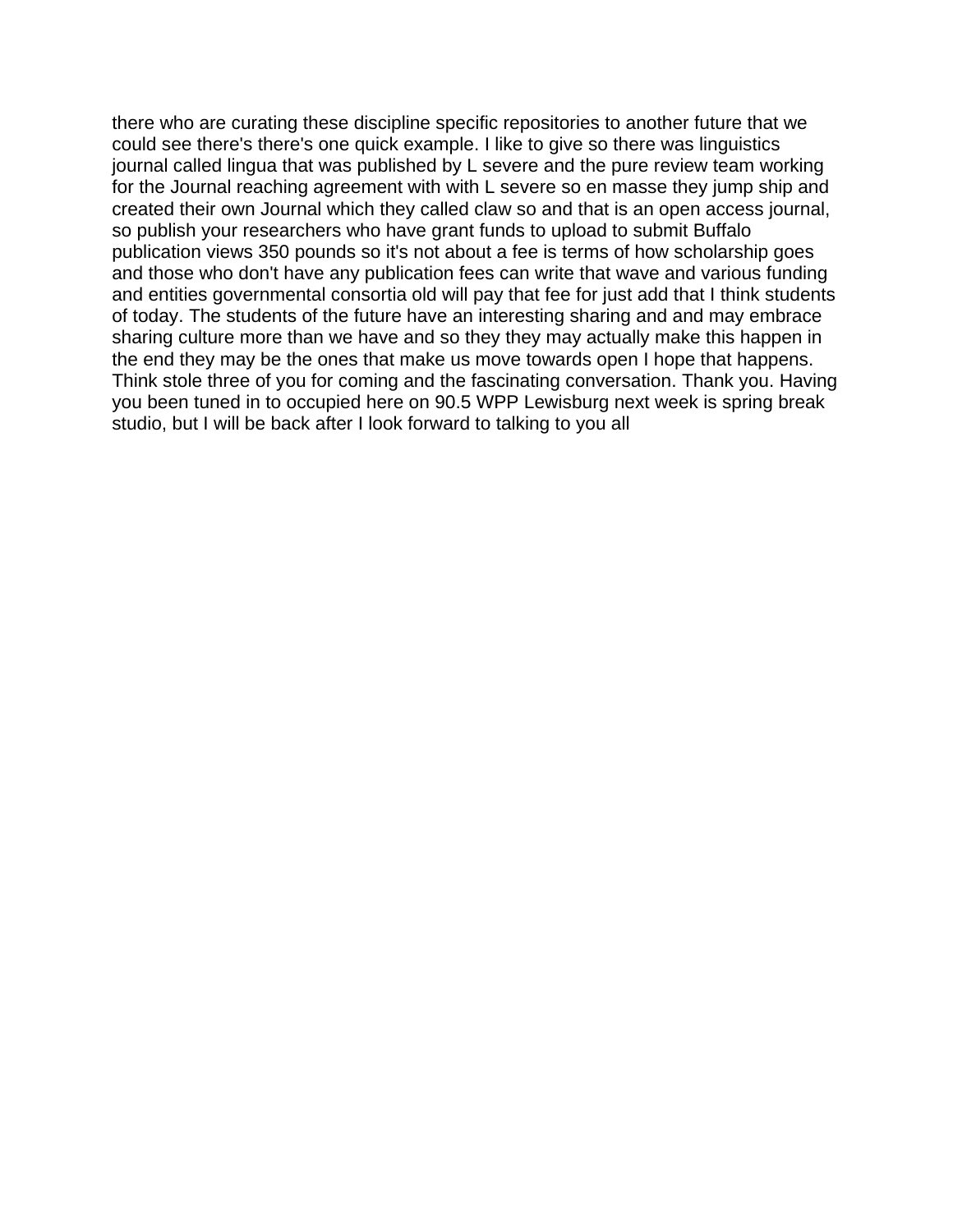there who are curating these discipline specific repositories to another future that we could see there's there's one quick example. I like to give so there was linguistics journal called lingua that was published by L severe and the pure review team working for the Journal reaching agreement with with L severe so en masse they jump ship and created their own Journal which they called claw so and that is an open access journal, so publish your researchers who have grant funds to upload to submit Buffalo publication views 350 pounds so it's not about a fee is terms of how scholarship goes and those who don't have any publication fees can write that wave and various funding and entities governmental consortia old will pay that fee for just add that I think students of today. The students of the future have an interesting sharing and and may embrace sharing culture more than we have and so they they may actually make this happen in the end they may be the ones that make us move towards open I hope that happens. Think stole three of you for coming and the fascinating conversation. Thank you. Having you been tuned in to occupied here on 90.5 WPP Lewisburg next week is spring break studio, but I will be back after I look forward to talking to you all